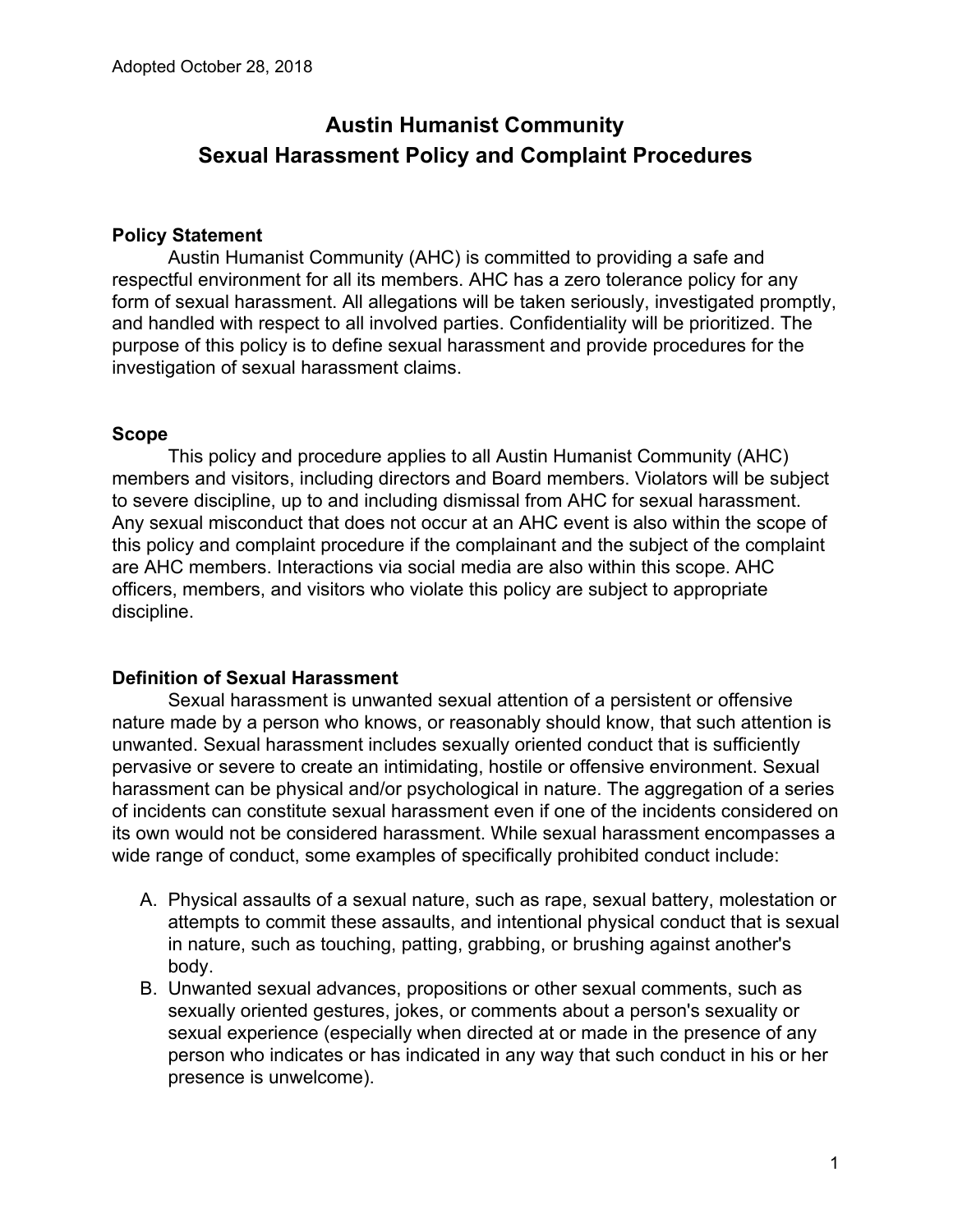Adopted October 28, 2018

# Austin Humanist Community
# Sexual Harassment Policy and Complaint Procedures

## Policy Statement

Austin Humanist Community (AHC) is committed to providing a safe and respectful environment for all its members. AHC has a zero tolerance policy for any form of sexual harassment. All allegations will be taken seriously, investigated promptly, and handled with respect to all involved parties. Confidentiality will be prioritized. The purpose of this policy is to define sexual harassment and provide procedures for the investigation of sexual harassment claims.

## Scope

This policy and procedure applies to all Austin Humanist Community (AHC) members and visitors, including directors and Board members. Violators will be subject to severe discipline, up to and including dismissal from AHC for sexual harassment. Any sexual misconduct that does not occur at an AHC event is also within the scope of this policy and complaint procedure if the complainant and the subject of the complaint are AHC members. Interactions via social media are also within this scope. AHC officers, members, and visitors who violate this policy are subject to appropriate discipline.

## Definition of Sexual Harassment

Sexual harassment is unwanted sexual attention of a persistent or offensive nature made by a person who knows, or reasonably should know, that such attention is unwanted. Sexual harassment includes sexually oriented conduct that is sufficiently pervasive or severe to create an intimidating, hostile or offensive environment. Sexual harassment can be physical and/or psychological in nature. The aggregation of a series of incidents can constitute sexual harassment even if one of the incidents considered on its own would not be considered harassment. While sexual harassment encompasses a wide range of conduct, some examples of specifically prohibited conduct include:

A. Physical assaults of a sexual nature, such as rape, sexual battery, molestation or attempts to commit these assaults, and intentional physical conduct that is sexual in nature, such as touching, patting, grabbing, or brushing against another's body.
B. Unwanted sexual advances, propositions or other sexual comments, such as sexually oriented gestures, jokes, or comments about a person's sexuality or sexual experience (especially when directed at or made in the presence of any person who indicates or has indicated in any way that such conduct in his or her presence is unwelcome).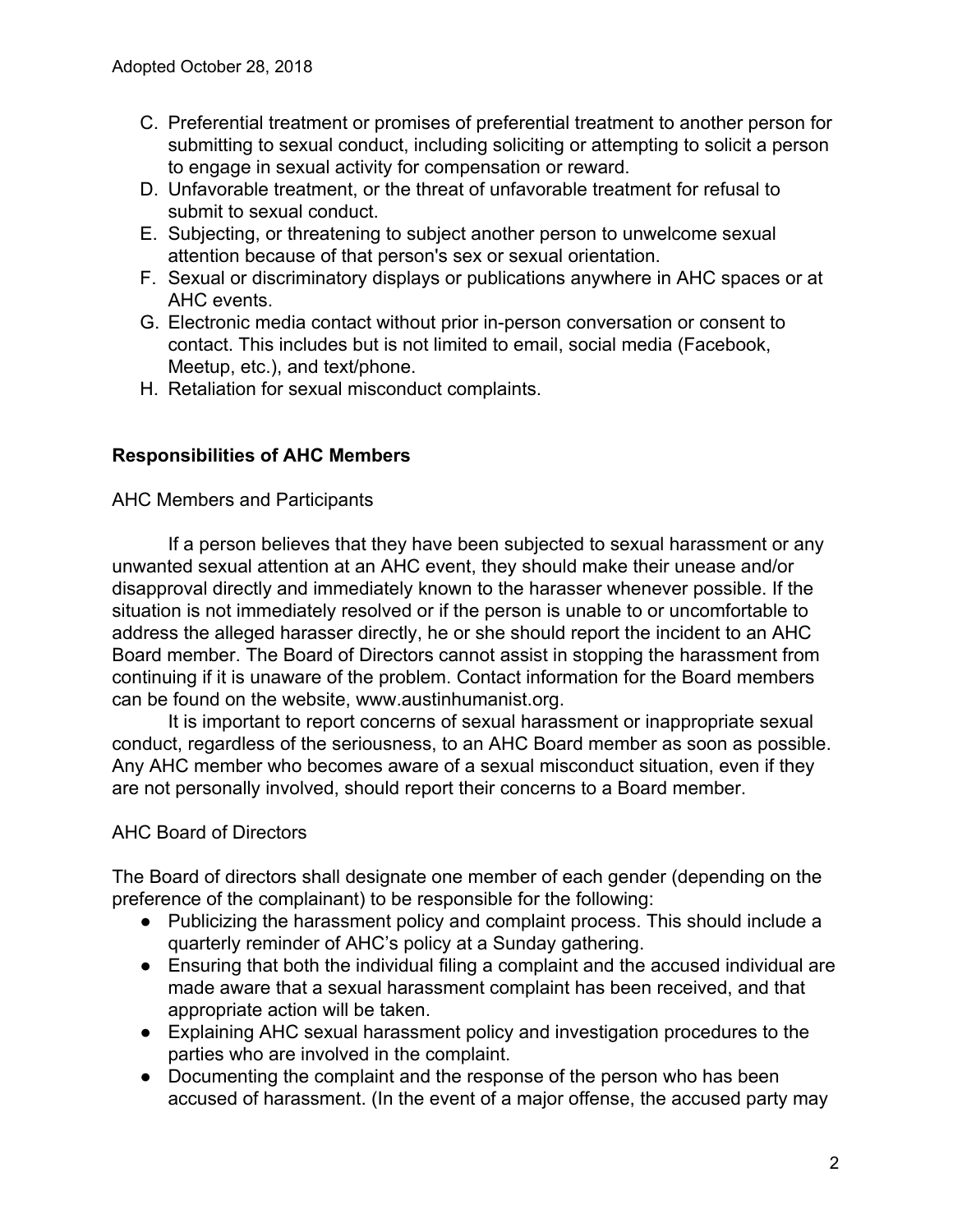C. Preferential treatment or promises of preferential treatment to another person for submitting to sexual conduct, including soliciting or attempting to solicit a person to engage in sexual activity for compensation or reward.
D. Unfavorable treatment, or the threat of unfavorable treatment for refusal to submit to sexual conduct.
E. Subjecting, or threatening to subject another person to unwelcome sexual attention because of that person's sex or sexual orientation.
F. Sexual or discriminatory displays or publications anywhere in AHC spaces or at AHC events.
G. Electronic media contact without prior in-person conversation or consent to contact. This includes but is not limited to email, social media (Facebook, Meetup, etc.), and text/phone.
H. Retaliation for sexual misconduct complaints.

## Responsibilities of AHC Members

AHC Members and Participants

If a person believes that they have been subjected to sexual harassment or any unwanted sexual attention at an AHC event, they should make their unease and/or disapproval directly and immediately known to the harasser whenever possible. If the situation is not immediately resolved or if the person is unable to or uncomfortable to address the alleged harasser directly, he or she should report the incident to an AHC Board member. The Board of Directors cannot assist in stopping the harassment from continuing if it is unaware of the problem. Contact information for the Board members can be found on the website, www.austinhumanist.org.

It is important to report concerns of sexual harassment or inappropriate sexual conduct, regardless of the seriousness, to an AHC Board member as soon as possible. Any AHC member who becomes aware of a sexual misconduct situation, even if they are not personally involved, should report their concerns to a Board member.

AHC Board of Directors

The Board of directors shall designate one member of each gender (depending on the preference of the complainant) to be responsible for the following:

- Publicizing the harassment policy and complaint process. This should include a quarterly reminder of AHC's policy at a Sunday gathering.
- Ensuring that both the individual filing a complaint and the accused individual are made aware that a sexual harassment complaint has been received, and that appropriate action will be taken.
- Explaining AHC sexual harassment policy and investigation procedures to the parties who are involved in the complaint.
- Documenting the complaint and the response of the person who has been accused of harassment. (In the event of a major offense, the accused party may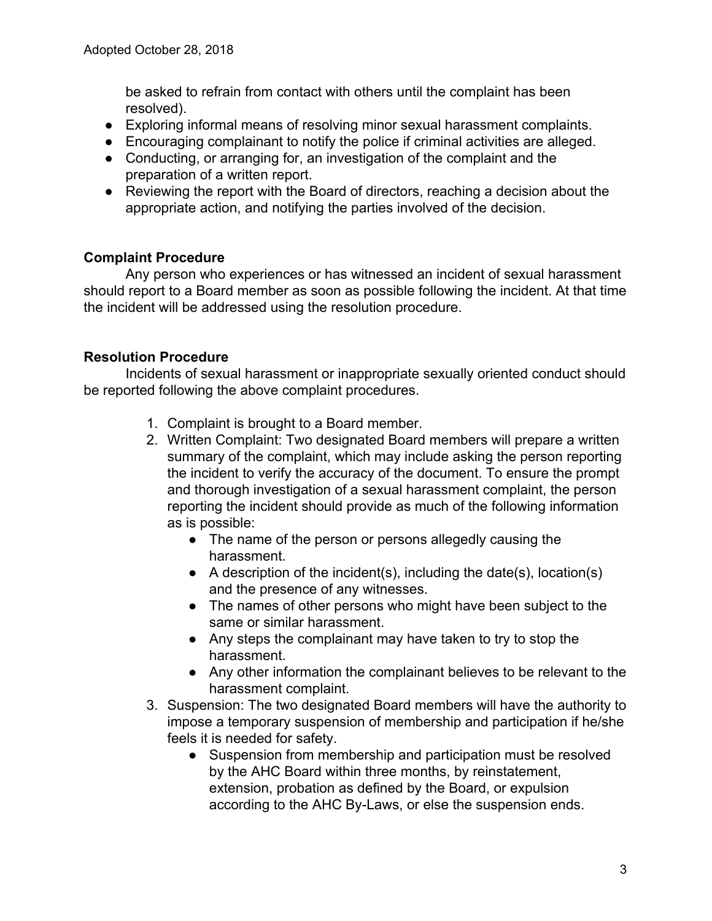be asked to refrain from contact with others until the complaint has been resolved).

- Exploring informal means of resolving minor sexual harassment complaints.
- Encouraging complainant to notify the police if criminal activities are alleged.
- Conducting, or arranging for, an investigation of the complaint and the preparation of a written report.
- Reviewing the report with the Board of directors, reaching a decision about the appropriate action, and notifying the parties involved of the decision.

**Complaint Procedure**

Any person who experiences or has witnessed an incident of sexual harassment should report to a Board member as soon as possible following the incident. At that time the incident will be addressed using the resolution procedure.

**Resolution Procedure**

Incidents of sexual harassment or inappropriate sexually oriented conduct should be reported following the above complaint procedures.

1. Complaint is brought to a Board member.
2. Written Complaint: Two designated Board members will prepare a written summary of the complaint, which may include asking the person reporting the incident to verify the accuracy of the document. To ensure the prompt and thorough investigation of a sexual harassment complaint, the person reporting the incident should provide as much of the following information as is possible:
    - The name of the person or persons allegedly causing the harassment.
    - A description of the incident(s), including the date(s), location(s) and the presence of any witnesses.
    - The names of other persons who might have been subject to the same or similar harassment.
    - Any steps the complainant may have taken to try to stop the harassment.
    - Any other information the complainant believes to be relevant to the harassment complaint.
3. Suspension: The two designated Board members will have the authority to impose a temporary suspension of membership and participation if he/she feels it is needed for safety.
    - Suspension from membership and participation must be resolved by the AHC Board within three months, by reinstatement, extension, probation as defined by the Board, or expulsion according to the AHC By-Laws, or else the suspension ends.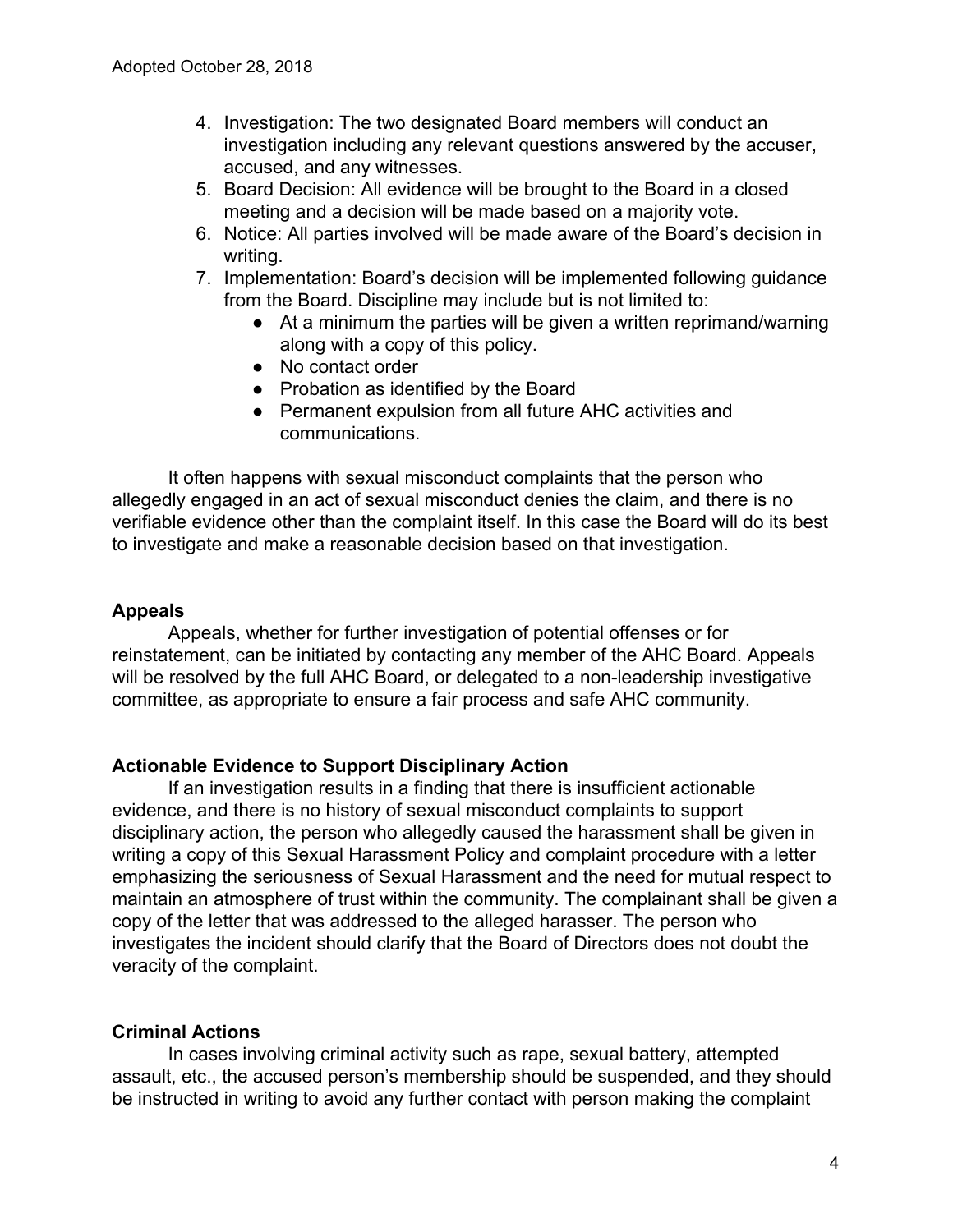4. Investigation: The two designated Board members will conduct an investigation including any relevant questions answered by the accuser, accused, and any witnesses.
5. Board Decision: All evidence will be brought to the Board in a closed meeting and a decision will be made based on a majority vote.
6. Notice: All parties involved will be made aware of the Board's decision in writing.
7. Implementation: Board's decision will be implemented following guidance from the Board. Discipline may include but is not limited to:
   - At a minimum the parties will be given a written reprimand/warning along with a copy of this policy.
   - No contact order
   - Probation as identified by the Board
   - Permanent expulsion from all future AHC activities and communications.

It often happens with sexual misconduct complaints that the person who allegedly engaged in an act of sexual misconduct denies the claim, and there is no verifiable evidence other than the complaint itself. In this case the Board will do its best to investigate and make a reasonable decision based on that investigation.

### Appeals

Appeals, whether for further investigation of potential offenses or for reinstatement, can be initiated by contacting any member of the AHC Board. Appeals will be resolved by the full AHC Board, or delegated to a non-leadership investigative committee, as appropriate to ensure a fair process and safe AHC community.

### Actionable Evidence to Support Disciplinary Action

If an investigation results in a finding that there is insufficient actionable evidence, and there is no history of sexual misconduct complaints to support disciplinary action, the person who allegedly caused the harassment shall be given in writing a copy of this Sexual Harassment Policy and complaint procedure with a letter emphasizing the seriousness of Sexual Harassment and the need for mutual respect to maintain an atmosphere of trust within the community. The complainant shall be given a copy of the letter that was addressed to the alleged harasser. The person who investigates the incident should clarify that the Board of Directors does not doubt the veracity of the complaint.

### Criminal Actions

In cases involving criminal activity such as rape, sexual battery, attempted assault, etc., the accused person's membership should be suspended, and they should be instructed in writing to avoid any further contact with person making the complaint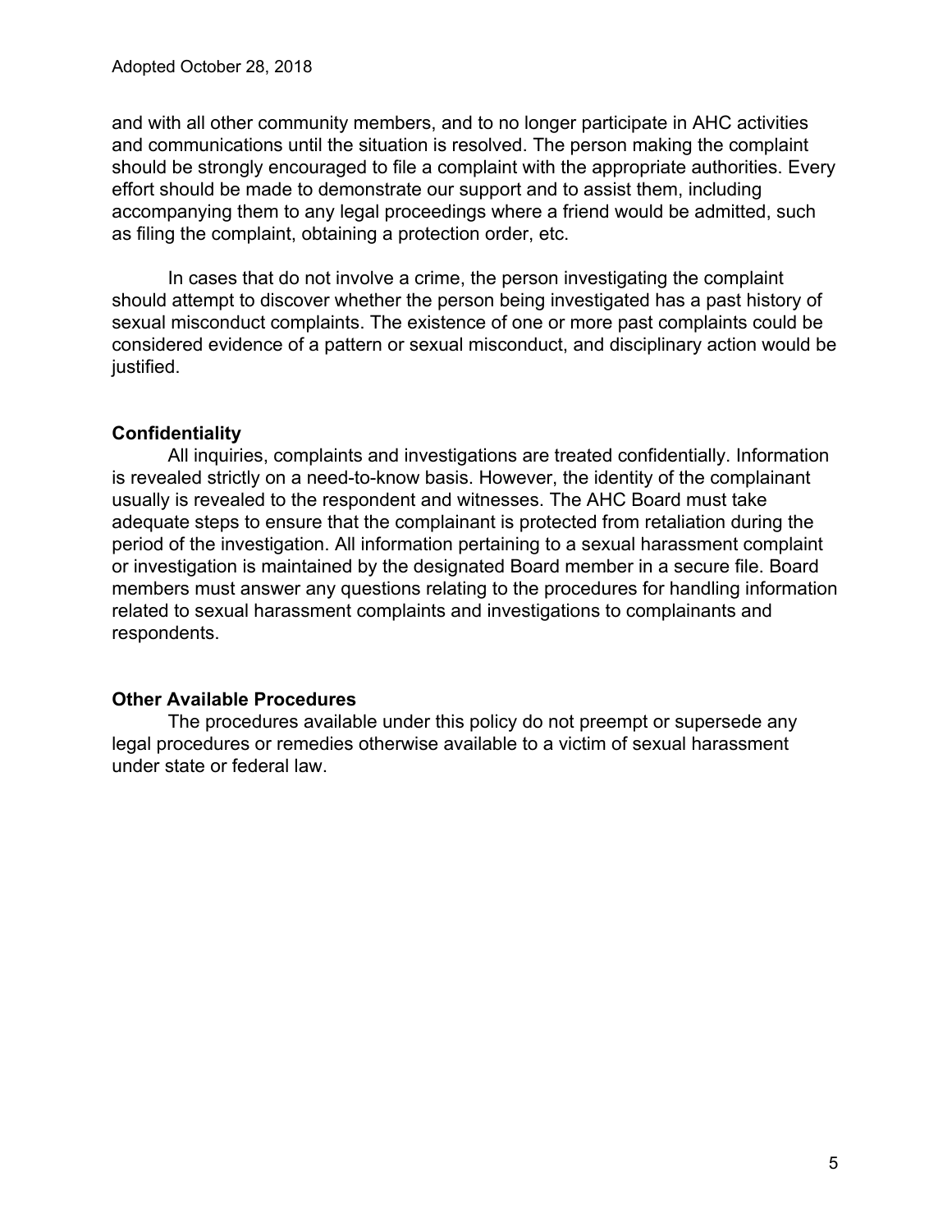and with all other community members, and to no longer participate in AHC activities and communications until the situation is resolved. The person making the complaint should be strongly encouraged to file a complaint with the appropriate authorities. Every effort should be made to demonstrate our support and to assist them, including accompanying them to any legal proceedings where a friend would be admitted, such as filing the complaint, obtaining a protection order, etc.

In cases that do not involve a crime, the person investigating the complaint should attempt to discover whether the person being investigated has a past history of sexual misconduct complaints. The existence of one or more past complaints could be considered evidence of a pattern or sexual misconduct, and disciplinary action would be justified.

**Confidentiality**

All inquiries, complaints and investigations are treated confidentially. Information is revealed strictly on a need-to-know basis. However, the identity of the complainant usually is revealed to the respondent and witnesses. The AHC Board must take adequate steps to ensure that the complainant is protected from retaliation during the period of the investigation. All information pertaining to a sexual harassment complaint or investigation is maintained by the designated Board member in a secure file. Board members must answer any questions relating to the procedures for handling information related to sexual harassment complaints and investigations to complainants and respondents.

**Other Available Procedures**

The procedures available under this policy do not preempt or supersede any legal procedures or remedies otherwise available to a victim of sexual harassment under state or federal law.